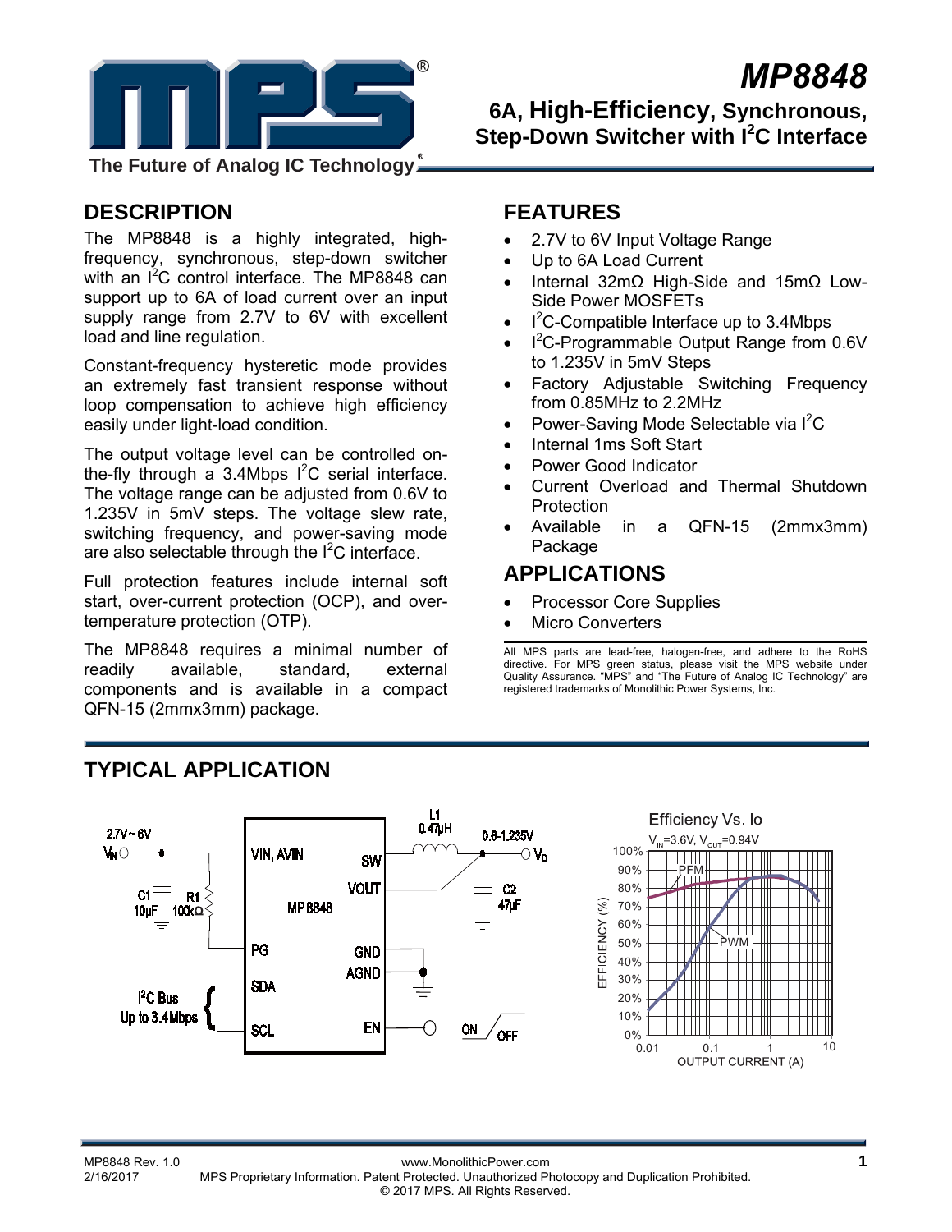# MP8848

## 6A, High-Efficiency, Synchronous, Step-Down Switcher with I²C Interface

The Future of Analog IC Technology

## DESCRIPTION

The MP8848 is a highly integrated, high-frequency, synchronous, step-down switcher with an I²C control interface. The MP8848 can support up to 6A of load current over an input supply range from 2.7V to 6V with excellent load and line regulation.

Constant-frequency hysteretic mode provides an extremely fast transient response without loop compensation to achieve high efficiency easily under light-load condition.

The output voltage level can be controlled on-the-fly through a 3.4Mbps I²C serial interface. The voltage range can be adjusted from 0.6V to 1.235V in 5mV steps. The voltage slew rate, switching frequency, and power-saving mode are also selectable through the I²C interface.

Full protection features include internal soft start, over-current protection (OCP), and over-temperature protection (OTP).

The MP8848 requires a minimal number of readily available, standard, external components and is available in a compact QFN-15 (2mmx3mm) package.

## FEATURES

- 2.7V to 6V Input Voltage Range
- Up to 6A Load Current
- Internal 32mΩ High-Side and 15mΩ Low-Side Power MOSFETs
- I²C-Compatible Interface up to 3.4Mbps
- I²C-Programmable Output Range from 0.6V to 1.235V in 5mV Steps
- Factory Adjustable Switching Frequency from 0.85MHz to 2.2MHz
- Power-Saving Mode Selectable via I²C
- Internal 1ms Soft Start
- Power Good Indicator
- Current Overload and Thermal Shutdown Protection
- Available in a QFN-15 (2mmx3mm) Package

## APPLICATIONS

- Processor Core Supplies
- Micro Converters

All MPS parts are lead-free, halogen-free, and adhere to the RoHS directive. For MPS green status, please visit the MPS website under Quality Assurance. "MPS" and "The Future of Analog IC Technology" are registered trademarks of Monolithic Power Systems, Inc.

## TYPICAL APPLICATION

Efficiency Vs. Io

$V_{IN}$=3.6V, $V_{OUT}$=0.94V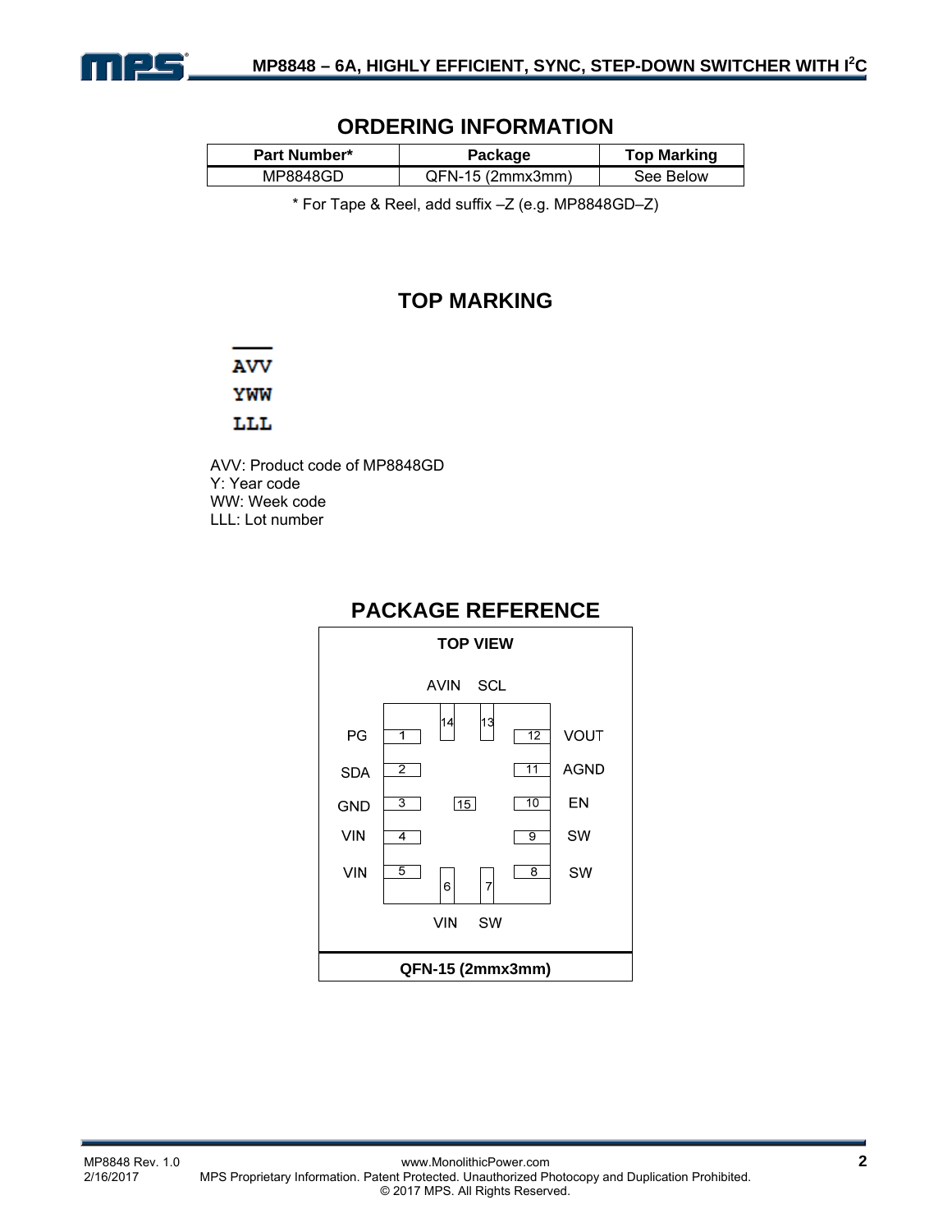## ORDERING INFORMATION

| Part Number* | Package | Top Marking |
|---|---|---|
| MP8848GD | QFN-15 (2mmx3mm) | See Below |

* For Tape & Reel, add suffix –Z (e.g. MP8848GD–Z)

## TOP MARKING

AVV
YWW
LLL

AVV: Product code of MP8848GD
Y: Year code
WW: Week code
LLL: Lot number

## PACKAGE REFERENCE

**TOP VIEW**

| Pin | Name |
|---|---|
| 1 | PG |
| 2 | SDA |
| 3 | GND |
| 4 | VIN |
| 5 | VIN |
| 6 | VIN |
| 7 | SW |
| 8 | SW |
| 9 | SW |
| 10 | EN |
| 11 | AGND |
| 12 | VOUT |
| 13 | SCL |
| 14 | AVIN |
| 15 | — |

**QFN-15 (2mmx3mm)**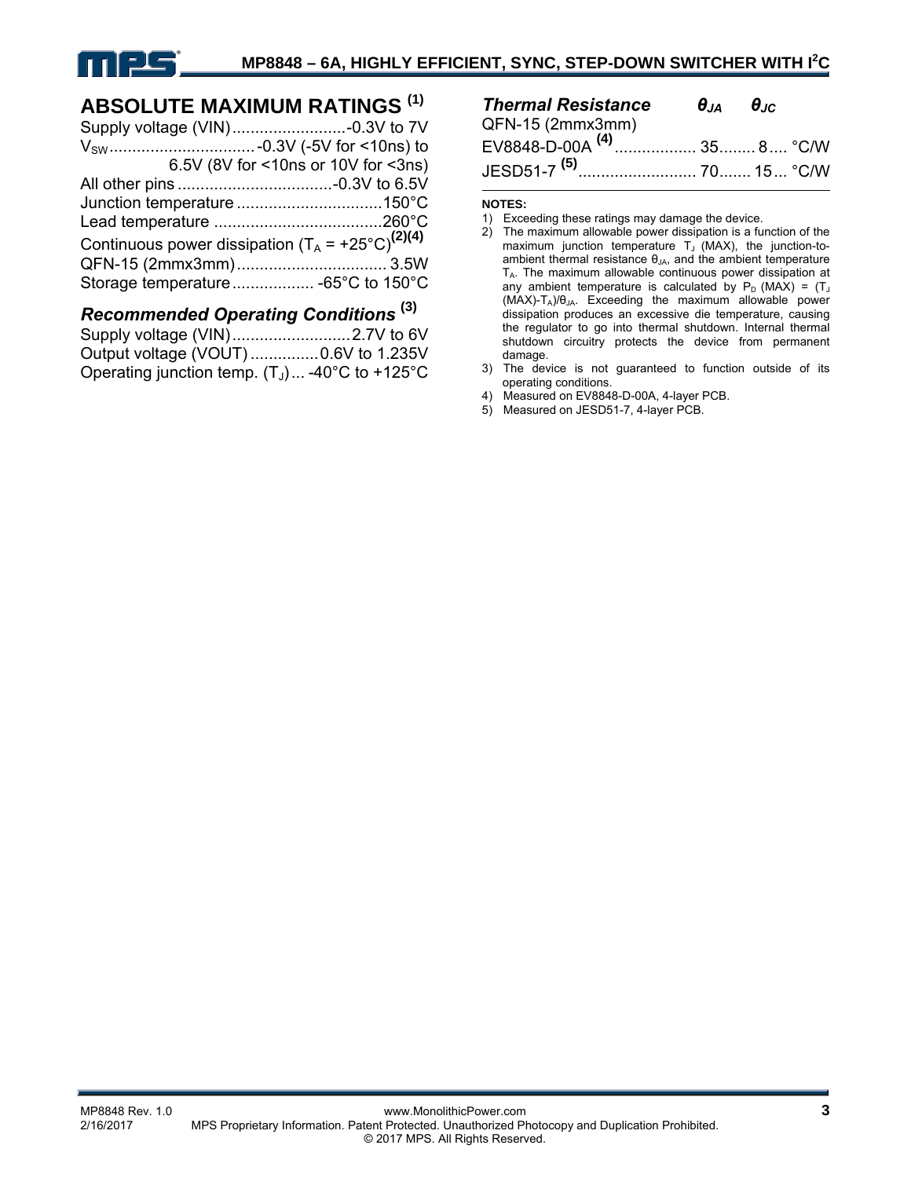## ABSOLUTE MAXIMUM RATINGS [(1)]

Supply voltage (VIN) .......................... -0.3V to 7V
$V_{SW}$ ................................ -0.3V (-5V for <10ns) to 6.5V (8V for <10ns or 10V for <3ns)
All other pins .................................. -0.3V to 6.5V
Junction temperature ................................ 150°C
Lead temperature ..................................... 260°C
Continuous power dissipation ($T_A$ = +25°C)[(2)(4)]
QFN-15 (2mmx3mm) ................................. 3.5W
Storage temperature .................. -65°C to 150°C

### *Recommended Operating Conditions* [(3)]

Supply voltage (VIN) .......................... 2.7V to 6V
Output voltage (VOUT) ............... 0.6V to 1.235V
Operating junction temp. ($T_J$) ... -40°C to +125°C

| *Thermal Resistance* | $\theta_{JA}$ | $\theta_{JC}$ | |
|---|---|---|---|
| QFN-15 (2mmx3mm) | | | |
| EV8848-D-00A [(4)] | 35 | 8 | °C/W |
| JESD51-7 [(5)] | 70 | 15 | °C/W |

**NOTES:**

1) Exceeding these ratings may damage the device.
2) The maximum allowable power dissipation is a function of the maximum junction temperature $T_J$ (MAX), the junction-to-ambient thermal resistance $\theta_{JA}$, and the ambient temperature $T_A$. The maximum allowable continuous power dissipation at any ambient temperature is calculated by $P_D$ (MAX) = ($T_J$ (MAX)-$T_A$)/$\theta_{JA}$. Exceeding the maximum allowable power dissipation produces an excessive die temperature, causing the regulator to go into thermal shutdown. Internal thermal shutdown circuitry protects the device from permanent damage.
3) The device is not guaranteed to function outside of its operating conditions.
4) Measured on EV8848-D-00A, 4-layer PCB.
5) Measured on JESD51-7, 4-layer PCB.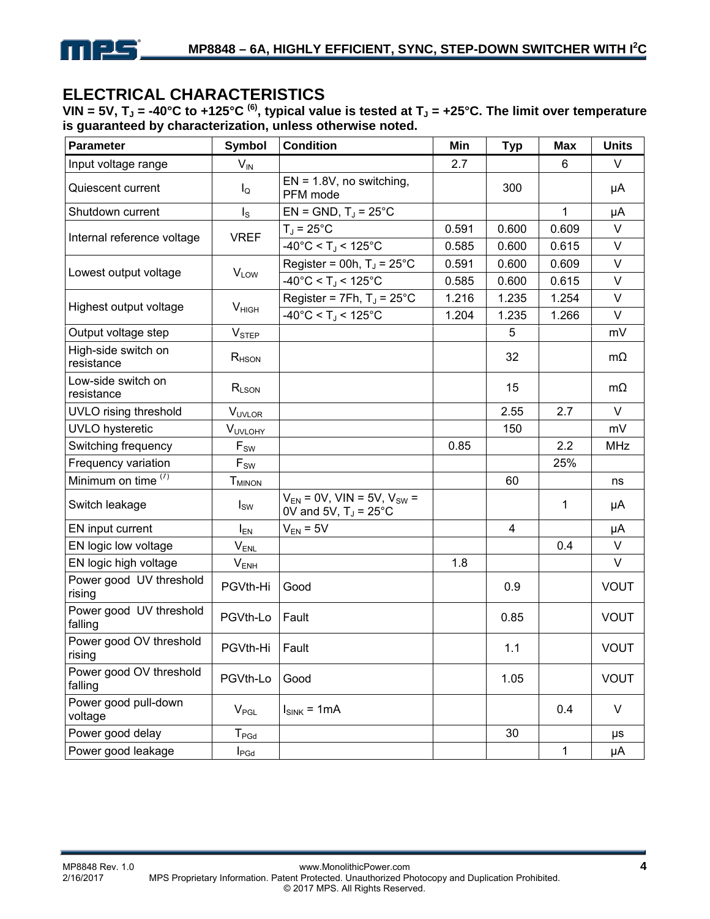## ELECTRICAL CHARACTERISTICS

**VIN = 5V, $T_J$ = -40°C to +125°C [6], typical value is tested at $T_J$ = +25°C. The limit over temperature is guaranteed by characterization, unless otherwise noted.**

| Parameter | Symbol | Condition | Min | Typ | Max | Units |
|---|---|---|---|---|---|---|
| Input voltage range | $V_{IN}$ | | 2.7 | | 6 | V |
| Quiescent current | $I_Q$ | EN = 1.8V, no switching, PFM mode | | 300 | | μA |
| Shutdown current | $I_S$ | EN = GND, $T_J$ = 25°C | | | 1 | μA |
| Internal reference voltage | VREF | $T_J$ = 25°C | 0.591 | 0.600 | 0.609 | V |
| | | -40°C < $T_J$ < 125°C | 0.585 | 0.600 | 0.615 | V |
| Lowest output voltage | $V_{LOW}$ | Register = 00h, $T_J$ = 25°C | 0.591 | 0.600 | 0.609 | V |
| | | -40°C < $T_J$ < 125°C | 0.585 | 0.600 | 0.615 | V |
| Highest output voltage | $V_{HIGH}$ | Register = 7Fh, $T_J$ = 25°C | 1.216 | 1.235 | 1.254 | V |
| | | -40°C < $T_J$ < 125°C | 1.204 | 1.235 | 1.266 | V |
| Output voltage step | $V_{STEP}$ | | | 5 | | mV |
| High-side switch on resistance | $R_{HSON}$ | | | 32 | | mΩ |
| Low-side switch on resistance | $R_{LSON}$ | | | 15 | | mΩ |
| UVLO rising threshold | $V_{UVLOR}$ | | | 2.55 | 2.7 | V |
| UVLO hysteretic | $V_{UVLOHY}$ | | | 150 | | mV |
| Switching frequency | $F_{SW}$ | | 0.85 | | 2.2 | MHz |
| Frequency variation | $F_{SW}$ | | | | 25% | |
| Minimum on time [7] | $T_{MINON}$ | | | 60 | | ns |
| Switch leakage | $I_{SW}$ | $V_{EN}$ = 0V, VIN = 5V, $V_{SW}$ = 0V and 5V, $T_J$ = 25°C | | | 1 | μA |
| EN input current | $I_{EN}$ | $V_{EN}$ = 5V | | 4 | | μA |
| EN logic low voltage | $V_{ENL}$ | | | | 0.4 | V |
| EN logic high voltage | $V_{ENH}$ | | 1.8 | | | V |
| Power good UV threshold rising | PGVth-Hi | Good | | 0.9 | | VOUT |
| Power good UV threshold falling | PGVth-Lo | Fault | | 0.85 | | VOUT |
| Power good OV threshold rising | PGVth-Hi | Fault | | 1.1 | | VOUT |
| Power good OV threshold falling | PGVth-Lo | Good | | 1.05 | | VOUT |
| Power good pull-down voltage | $V_{PGL}$ | $I_{SINK}$ = 1mA | | | 0.4 | V |
| Power good delay | $T_{PGd}$ | | | 30 | | μs |
| Power good leakage | $I_{PGd}$ | | | | 1 | μA |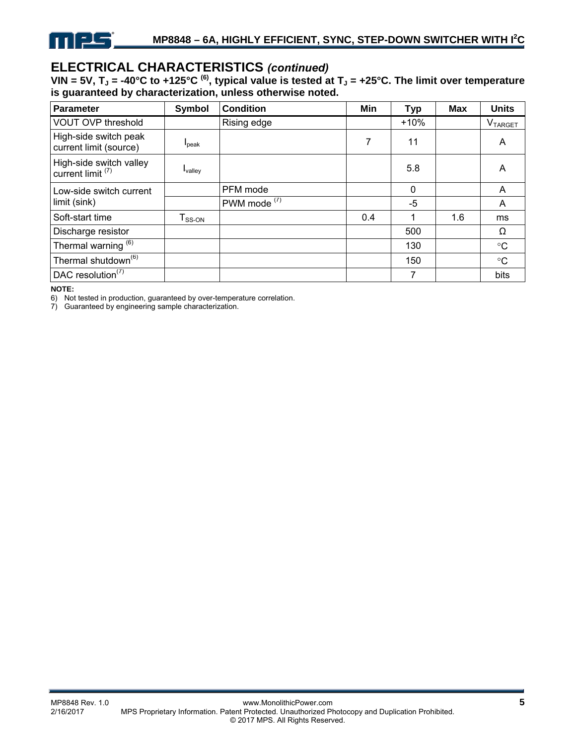## ELECTRICAL CHARACTERISTICS *(continued)*

**VIN = 5V, $T_J$ = -40°C to +125°C (6), typical value is tested at $T_J$ = +25°C. The limit over temperature is guaranteed by characterization, unless otherwise noted.**

| Parameter | Symbol | Condition | Min | Typ | Max | Units |
|---|---|---|---|---|---|---|
| VOUT OVP threshold | | Rising edge | | +10% | | $V_{TARGET}$ |
| High-side switch peak current limit (source) | $I_{peak}$ | | 7 | 11 | | A |
| High-side switch valley current limit (7) | $I_{valley}$ | | | 5.8 | | A |
| Low-side switch current limit (sink) | | PFM mode | | 0 | | A |
| | | PWM mode (7) | | -5 | | A |
| Soft-start time | $T_{SS\text{-}ON}$ | | 0.4 | 1 | 1.6 | ms |
| Discharge resistor | | | | 500 | | Ω |
| Thermal warning (6) | | | | 130 | | °C |
| Thermal shutdown(6) | | | | 150 | | °C |
| DAC resolution(7) | | | | 7 | | bits |

**NOTE:**

6) Not tested in production, guaranteed by over-temperature correlation.

7) Guaranteed by engineering sample characterization.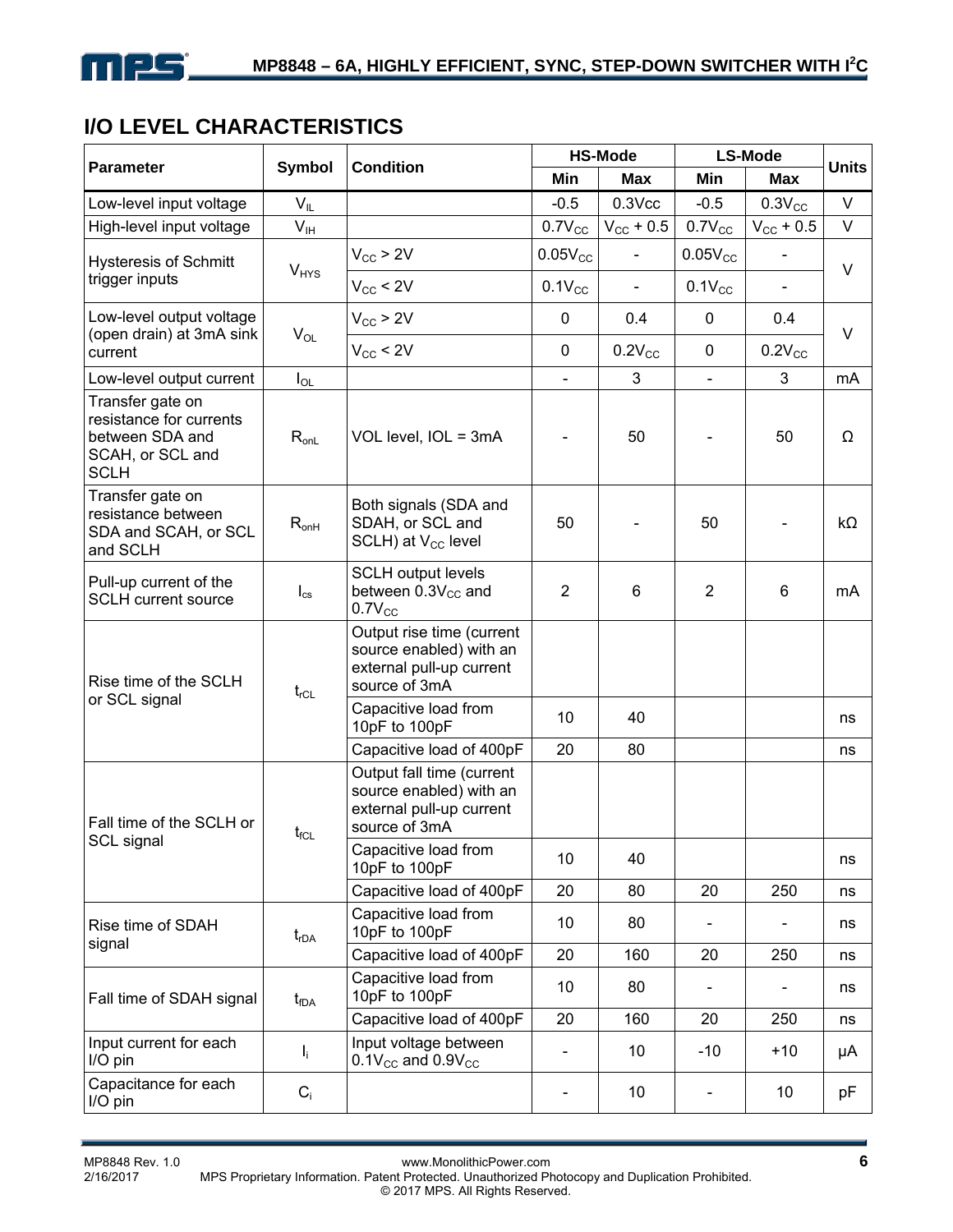## I/O LEVEL CHARACTERISTICS

| Parameter | Symbol | Condition | HS-Mode | | LS-Mode | | Units |
|---|---|---|---|---|---|---|---|
| | | | Min | Max | Min | Max | |
| Low-level input voltage | $V_{IL}$ | | -0.5 | 0.3Vcc | -0.5 | $0.3V_{CC}$ | V |
| High-level input voltage | $V_{IH}$ | | $0.7V_{CC}$ | $V_{CC}$ + 0.5 | $0.7V_{CC}$ | $V_{CC}$ + 0.5 | V |
| Hysteresis of Schmitt trigger inputs | $V_{HYS}$ | $V_{CC}$ > 2V | $0.05V_{CC}$ | - | $0.05V_{CC}$ | - | V |
| | | $V_{CC}$ < 2V | $0.1V_{CC}$ | - | $0.1V_{CC}$ | - | |
| Low-level output voltage (open drain) at 3mA sink current | $V_{OL}$ | $V_{CC}$ > 2V | 0 | 0.4 | 0 | 0.4 | V |
| | | $V_{CC}$ < 2V | 0 | $0.2V_{CC}$ | 0 | $0.2V_{CC}$ | |
| Low-level output current | $I_{OL}$ | | - | 3 | - | 3 | mA |
| Transfer gate on resistance for currents between SDA and SCAH, or SCL and SCLH | $R_{onL}$ | VOL level, IOL = 3mA | - | 50 | - | 50 | Ω |
| Transfer gate on resistance between SDA and SCAH, or SCL and SCLH | $R_{onH}$ | Both signals (SDA and SDAH, or SCL and SCLH) at $V_{CC}$ level | 50 | - | 50 | - | kΩ |
| Pull-up current of the SCLH current source | $I_{cs}$ | SCLH output levels between $0.3V_{CC}$ and $0.7V_{CC}$ | 2 | 6 | 2 | 6 | mA |
| Rise time of the SCLH or SCL signal | $t_{rCL}$ | Output rise time (current source enabled) with an external pull-up current source of 3mA | | | | | |
| | | Capacitive load from 10pF to 100pF | 10 | 40 | | | ns |
| | | Capacitive load of 400pF | 20 | 80 | | | ns |
| Fall time of the SCLH or SCL signal | $t_{fCL}$ | Output fall time (current source enabled) with an external pull-up current source of 3mA | | | | | |
| | | Capacitive load from 10pF to 100pF | 10 | 40 | | | ns |
| | | Capacitive load of 400pF | 20 | 80 | 20 | 250 | ns |
| Rise time of SDAH signal | $t_{rDA}$ | Capacitive load from 10pF to 100pF | 10 | 80 | - | - | ns |
| | | Capacitive load of 400pF | 20 | 160 | 20 | 250 | ns |
| Fall time of SDAH signal | $t_{fDA}$ | Capacitive load from 10pF to 100pF | 10 | 80 | - | - | ns |
| | | Capacitive load of 400pF | 20 | 160 | 20 | 250 | ns |
| Input current for each I/O pin | $I_i$ | Input voltage between $0.1V_{CC}$ and $0.9V_{CC}$ | - | 10 | -10 | +10 | µA |
| Capacitance for each I/O pin | $C_i$ | | - | 10 | - | 10 | pF |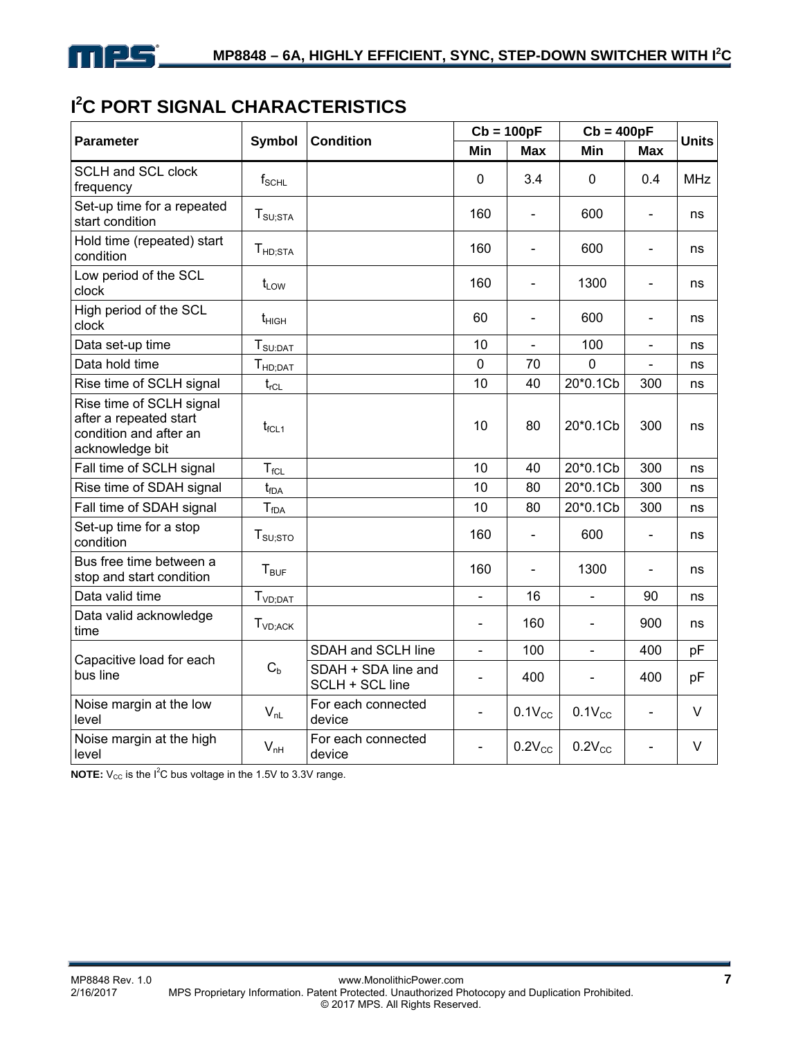## $I^2C$ PORT SIGNAL CHARACTERISTICS

| Parameter | Symbol | Condition | Cb = 100pF | | Cb = 400pF | | Units |
|---|---|---|---|---|---|---|---|
| | | | Min | Max | Min | Max | |
| SCLH and SCL clock frequency | $f_{SCHL}$ | | 0 | 3.4 | 0 | 0.4 | MHz |
| Set-up time for a repeated start condition | $T_{SU;STA}$ | | 160 | - | 600 | - | ns |
| Hold time (repeated) start condition | $T_{HD;STA}$ | | 160 | - | 600 | - | ns |
| Low period of the SCL clock | $t_{LOW}$ | | 160 | - | 1300 | - | ns |
| High period of the SCL clock | $t_{HIGH}$ | | 60 | - | 600 | - | ns |
| Data set-up time | $T_{SU:DAT}$ | | 10 | - | 100 | - | ns |
| Data hold time | $T_{HD;DAT}$ | | 0 | 70 | 0 | - | ns |
| Rise time of SCLH signal | $t_{rCL}$ | | 10 | 40 | 20*0.1Cb | 300 | ns |
| Rise time of SCLH signal after a repeated start condition and after an acknowledge bit | $t_{fCL1}$ | | 10 | 80 | 20*0.1Cb | 300 | ns |
| Fall time of SCLH signal | $T_{fCL}$ | | 10 | 40 | 20*0.1Cb | 300 | ns |
| Rise time of SDAH signal | $t_{fDA}$ | | 10 | 80 | 20*0.1Cb | 300 | ns |
| Fall time of SDAH signal | $T_{fDA}$ | | 10 | 80 | 20*0.1Cb | 300 | ns |
| Set-up time for a stop condition | $T_{SU;STO}$ | | 160 | - | 600 | - | ns |
| Bus free time between a stop and start condition | $T_{BUF}$ | | 160 | - | 1300 | - | ns |
| Data valid time | $T_{VD;DAT}$ | | - | 16 | - | 90 | ns |
| Data valid acknowledge time | $T_{VD;ACK}$ | | - | 160 | - | 900 | ns |
| Capacitive load for each bus line | $C_b$ | SDAH and SCLH line | - | 100 | - | 400 | pF |
| | | SDAH + SDA line and SCLH + SCL line | - | 400 | - | 400 | pF |
| Noise margin at the low level | $V_{nL}$ | For each connected device | - | $0.1V_{CC}$ | $0.1V_{CC}$ | - | V |
| Noise margin at the high level | $V_{nH}$ | For each connected device | - | $0.2V_{CC}$ | $0.2V_{CC}$ | - | V |

**NOTE:** $V_{CC}$ is the $I^2C$ bus voltage in the 1.5V to 3.3V range.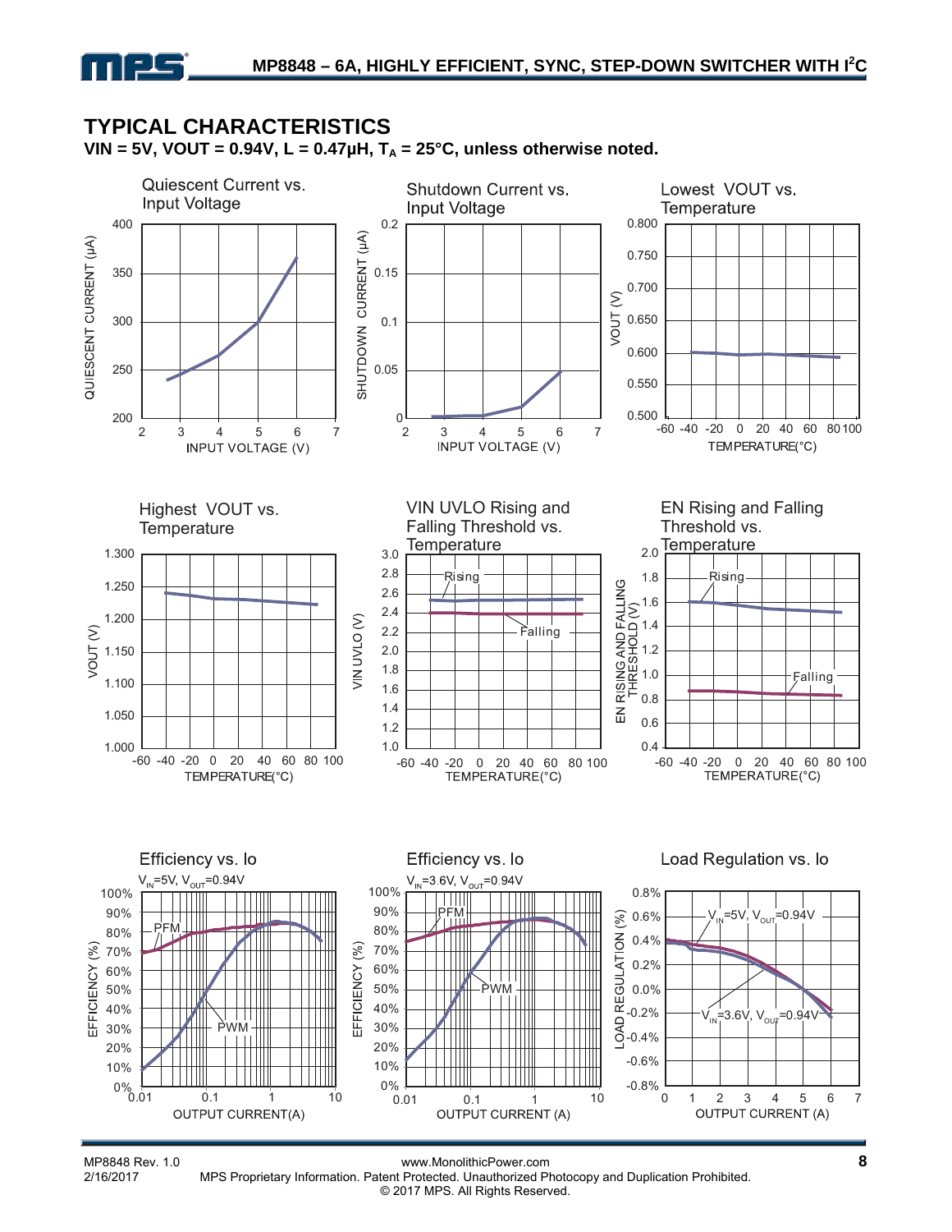## TYPICAL CHARACTERISTICS

**VIN = 5V, VOUT = 0.94V, L = 0.47μH, $T_A$ = 25°C, unless otherwise noted.**

Quiescent Current vs. Input Voltage

Shutdown Current vs. Input Voltage

Lowest VOUT vs. Temperature

Highest VOUT vs. Temperature

VIN UVLO Rising and Falling Threshold vs. Temperature

EN Rising and Falling Threshold vs. Temperature

Efficiency vs. Io
$V_{IN}$=5V, $V_{OUT}$=0.94V

Efficiency vs. Io
$V_{IN}$=3.6V, $V_{OUT}$=0.94V

Load Regulation vs. Io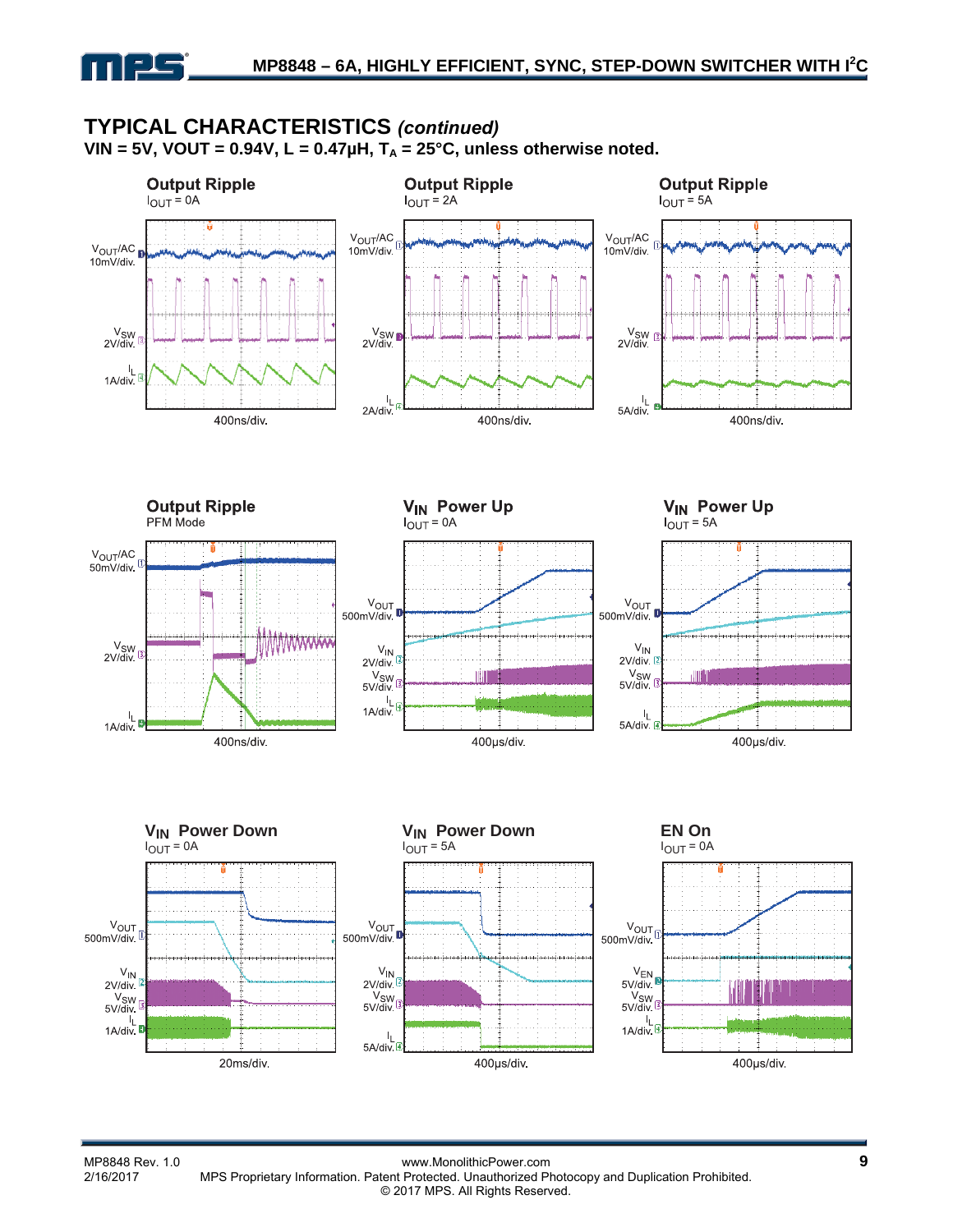## TYPICAL CHARACTERISTICS *(continued)*

**VIN = 5V, VOUT = 0.94V, L = 0.47µH, $T_A$ = 25°C, unless otherwise noted.**

**Output Ripple**
$I_{OUT}$ = 0A

$V_{OUT}$/AC 10mV/div.
$V_{SW}$ 2V/div.
$I_L$ 1A/div.
400ns/div.

**Output Ripple**
$I_{OUT}$ = 2A

$V_{OUT}$/AC 10mV/div.
$V_{SW}$ 2V/div.
$I_L$ 2A/div.
400ns/div.

**Output Ripple**
$I_{OUT}$ = 5A

$V_{OUT}$/AC 10mV/div.
$V_{SW}$ 2V/div.
$I_L$ 5A/div.
400ns/div.

**Output Ripple**
PFM Mode

$V_{OUT}$/AC 50mV/div.
$V_{SW}$ 2V/div.
$I_L$ 1A/div.
400ns/div.

**$V_{IN}$ Power Up**
$I_{OUT}$ = 0A

$V_{OUT}$ 500mV/div.
$V_{IN}$ 2V/div.
$V_{SW}$ 5V/div.
$I_L$ 1A/div.
400µs/div.

**$V_{IN}$ Power Up**
$I_{OUT}$ = 5A

$V_{OUT}$ 500mV/div.
$V_{IN}$ 2V/div.
$V_{SW}$ 5V/div.
$I_L$ 5A/div.
400µs/div.

**$V_{IN}$ Power Down**
$I_{OUT}$ = 0A

$V_{OUT}$ 500mV/div.
$V_{IN}$ 2V/div.
$V_{SW}$ 5V/div.
$I_L$ 1A/div.
20ms/div.

**$V_{IN}$ Power Down**
$I_{OUT}$ = 5A

$V_{OUT}$ 500mV/div.
$V_{IN}$ 2V/div.
$V_{SW}$ 5V/div.
$I_L$ 5A/div.
400µs/div.

**EN On**
$I_{OUT}$ = 0A

$V_{OUT}$ 500mV/div.
$V_{EN}$ 5V/div.
$V_{SW}$ 5V/div.
$I_L$ 1A/div.
400µs/div.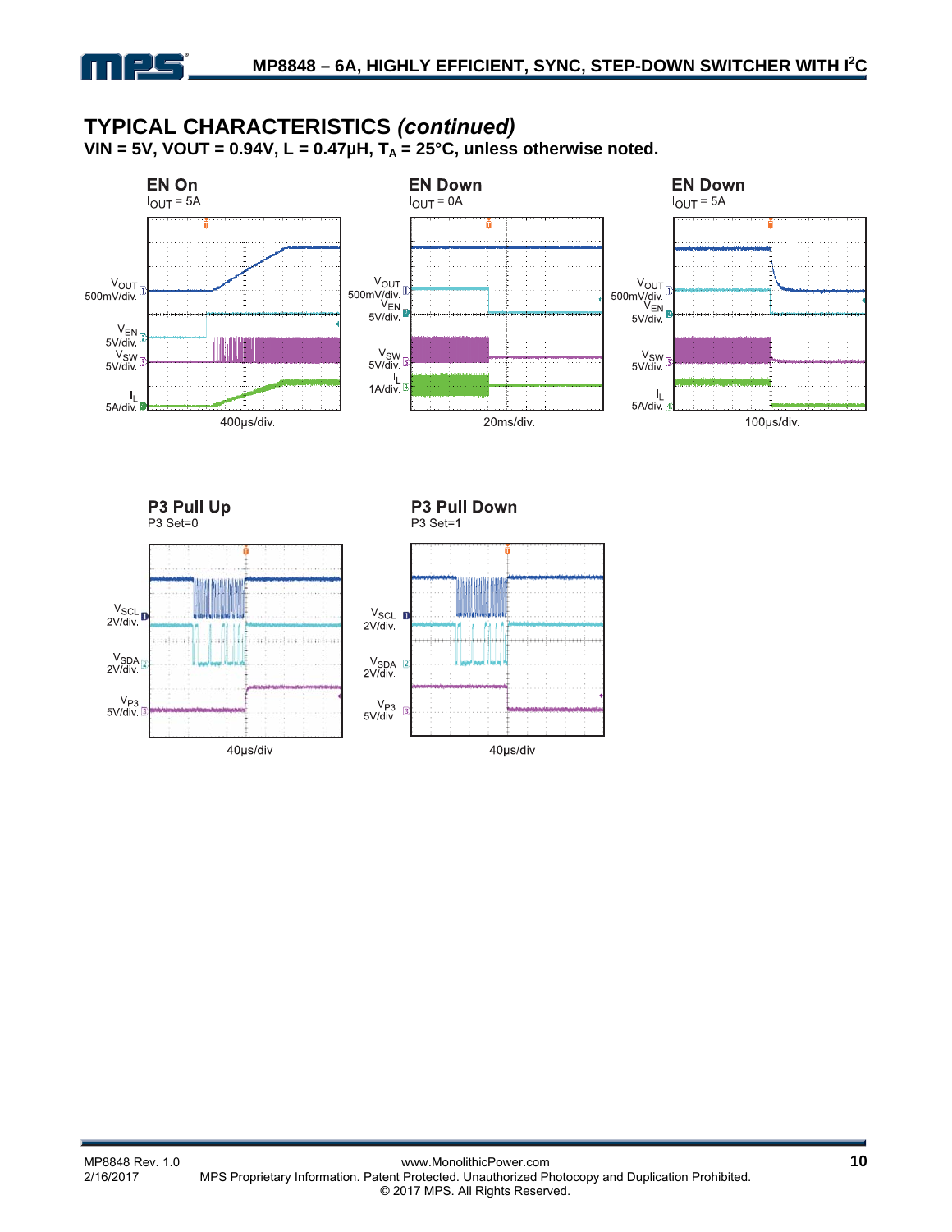## TYPICAL CHARACTERISTICS *(continued)*

**VIN = 5V, VOUT = 0.94V, L = 0.47µH, $T_A$ = 25°C, unless otherwise noted.**

**EN On**
$I_{OUT}$ = 5A

$V_{OUT}$ 500mV/div.
$V_{EN}$ 5V/div.
$V_{SW}$ 5V/div.
$I_L$ 5A/div.

400µs/div.

**EN Down**
$I_{OUT}$ = 0A

$V_{OUT}$ 500mV/div.
$V_{EN}$ 5V/div.
$V_{SW}$ 5V/div.
$I_L$ 1A/div.

20ms/div.

**EN Down**
$I_{OUT}$ = 5A

$V_{OUT}$ 500mV/div.
$V_{EN}$ 5V/div.
$V_{SW}$ 5V/div.
$I_L$ 5A/div.

100µs/div.

**P3 Pull Up**
P3 Set=0

$V_{SCL}$ 2V/div.
$V_{SDA}$ 2V/div.
$V_{P3}$ 5V/div.

40µs/div

**P3 Pull Down**
P3 Set=1

$V_{SCL}$ 2V/div.
$V_{SDA}$ 2V/div.
$V_{P3}$ 5V/div.

40µs/div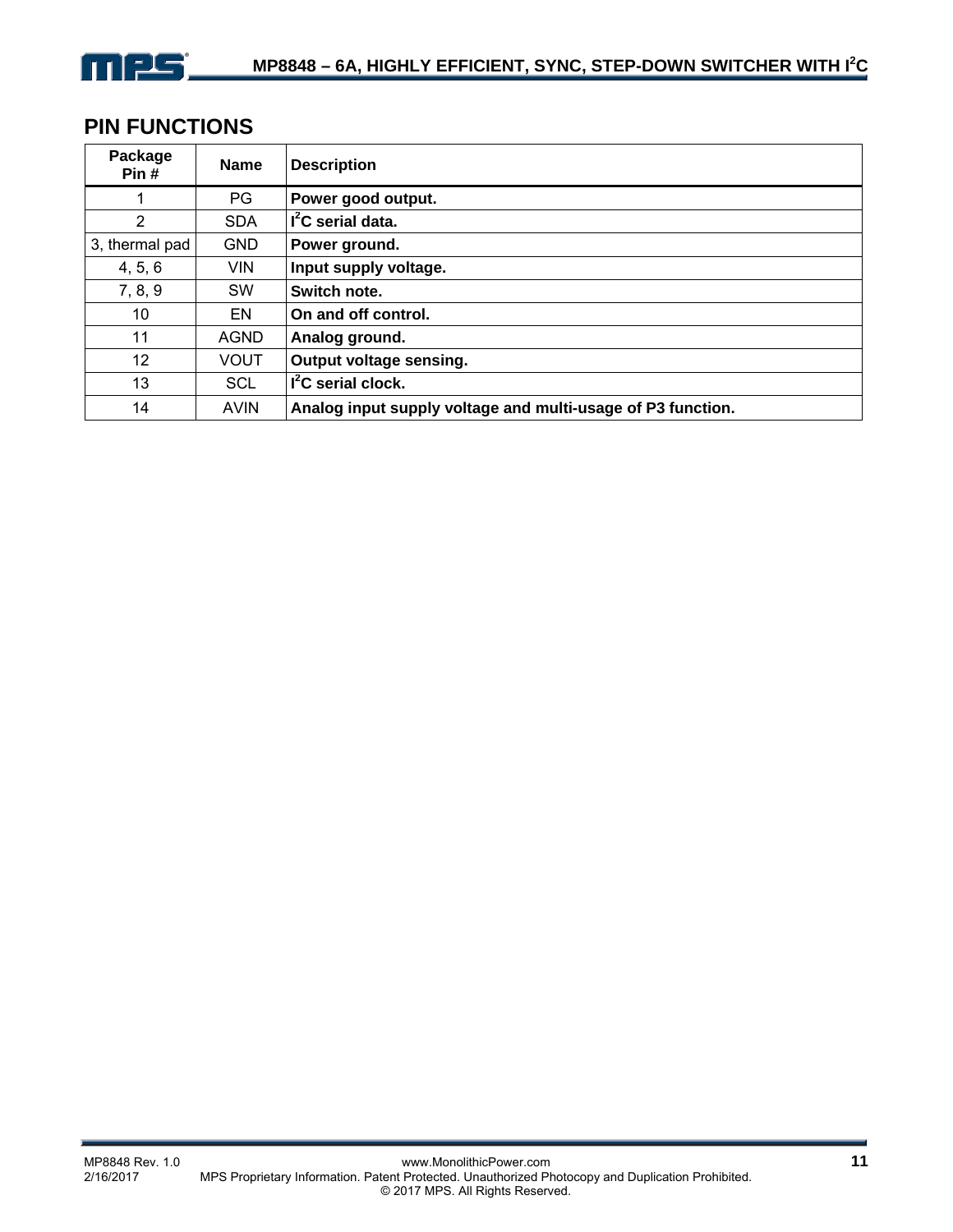## PIN FUNCTIONS

| Package Pin # | Name | Description |
|---|---|---|
| 1 | PG | **Power good output.** |
| 2 | SDA | **$I^2C$ serial data.** |
| 3, thermal pad | GND | **Power ground.** |
| 4, 5, 6 | VIN | **Input supply voltage.** |
| 7, 8, 9 | SW | **Switch note.** |
| 10 | EN | **On and off control.** |
| 11 | AGND | **Analog ground.** |
| 12 | VOUT | **Output voltage sensing.** |
| 13 | SCL | **$I^2C$ serial clock.** |
| 14 | AVIN | **Analog input supply voltage and multi-usage of P3 function.** |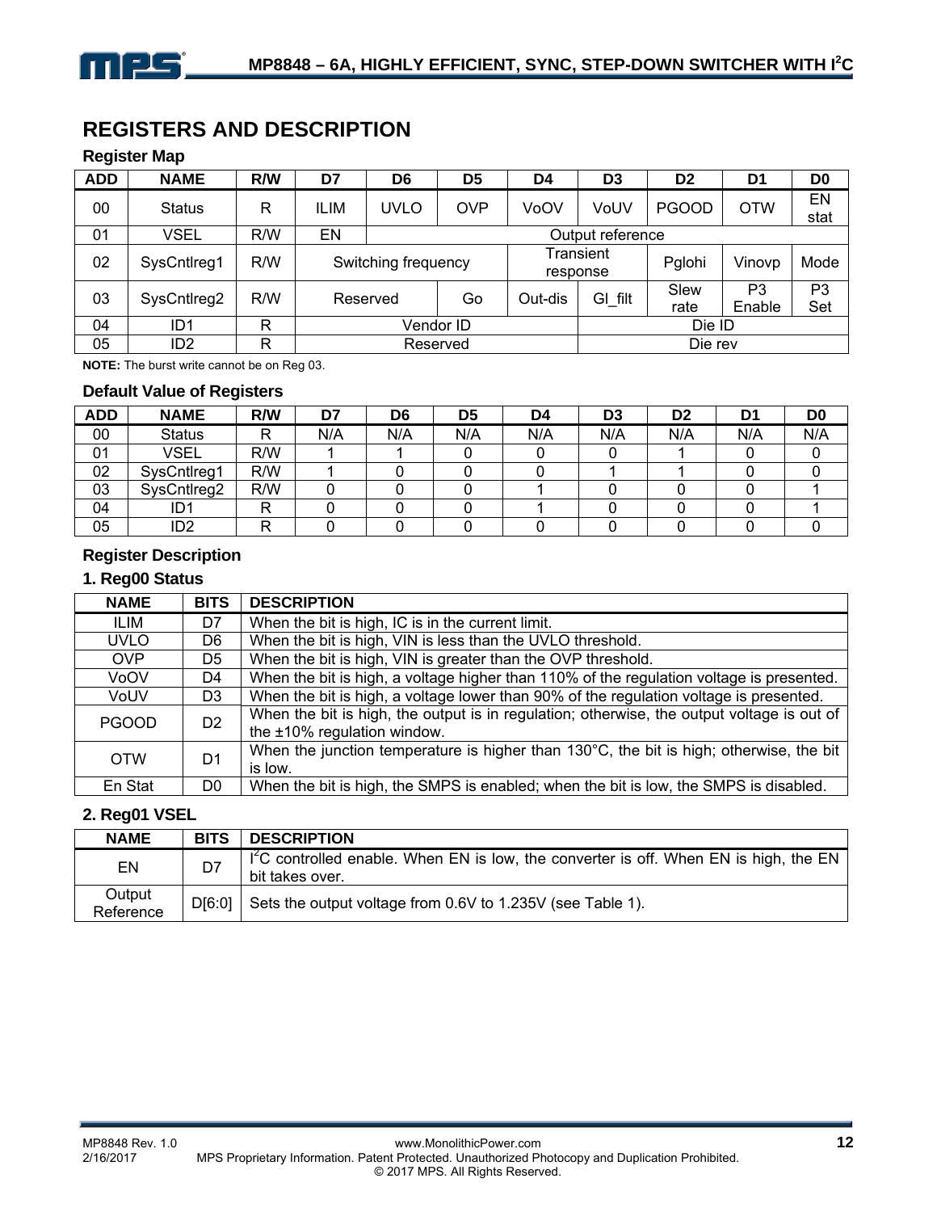# REGISTERS AND DESCRIPTION

### Register Map

| ADD | NAME | R/W | D7 | D6 | D5 | D4 | D3 | D2 | D1 | D0 |
|---|---|---|---|---|---|---|---|---|---|---|
| 00 | Status | R | ILIM | UVLO | OVP | VoOV | VoUV | PGOOD | OTW | EN stat |
| 01 | VSEL | R/W | EN | Output reference | | | | | | |
| 02 | SysCntlreg1 | R/W | Switching frequency | | | Transient response | | Pglohi | Vinovp | Mode |
| 03 | SysCntlreg2 | R/W | Reserved | | Go | Out-dis | Gl_filt | Slew rate | P3 Enable | P3 Set |
| 04 | ID1 | R | Vendor ID | | | | Die ID | | | |
| 05 | ID2 | R | Reserved | | | | Die rev | | | |

**NOTE:** The burst write cannot be on Reg 03.

### Default Value of Registers

| ADD | NAME | R/W | D7 | D6 | D5 | D4 | D3 | D2 | D1 | D0 |
|---|---|---|---|---|---|---|---|---|---|---|
| 00 | Status | R | N/A | N/A | N/A | N/A | N/A | N/A | N/A | N/A |
| 01 | VSEL | R/W | 1 | 1 | 0 | 0 | 0 | 1 | 0 | 0 |
| 02 | SysCntlreg1 | R/W | 1 | 0 | 0 | 0 | 1 | 1 | 0 | 0 |
| 03 | SysCntlreg2 | R/W | 0 | 0 | 0 | 1 | 0 | 0 | 0 | 1 |
| 04 | ID1 | R | 0 | 0 | 0 | 1 | 0 | 0 | 0 | 1 |
| 05 | ID2 | R | 0 | 0 | 0 | 0 | 0 | 0 | 0 | 0 |

### Register Description

#### 1. Reg00 Status

| NAME | BITS | DESCRIPTION |
|---|---|---|
| ILIM | D7 | When the bit is high, IC is in the current limit. |
| UVLO | D6 | When the bit is high, VIN is less than the UVLO threshold. |
| OVP | D5 | When the bit is high, VIN is greater than the OVP threshold. |
| VoOV | D4 | When the bit is high, a voltage higher than 110% of the regulation voltage is presented. |
| VoUV | D3 | When the bit is high, a voltage lower than 90% of the regulation voltage is presented. |
| PGOOD | D2 | When the bit is high, the output is in regulation; otherwise, the output voltage is out of the ±10% regulation window. |
| OTW | D1 | When the junction temperature is higher than 130°C, the bit is high; otherwise, the bit is low. |
| En Stat | D0 | When the bit is high, the SMPS is enabled; when the bit is low, the SMPS is disabled. |

#### 2. Reg01 VSEL

| NAME | BITS | DESCRIPTION |
|---|---|---|
| EN | D7 | $I^2C$ controlled enable. When EN is low, the converter is off. When EN is high, the EN bit takes over. |
| Output Reference | D[6:0] | Sets the output voltage from 0.6V to 1.235V (see Table 1). |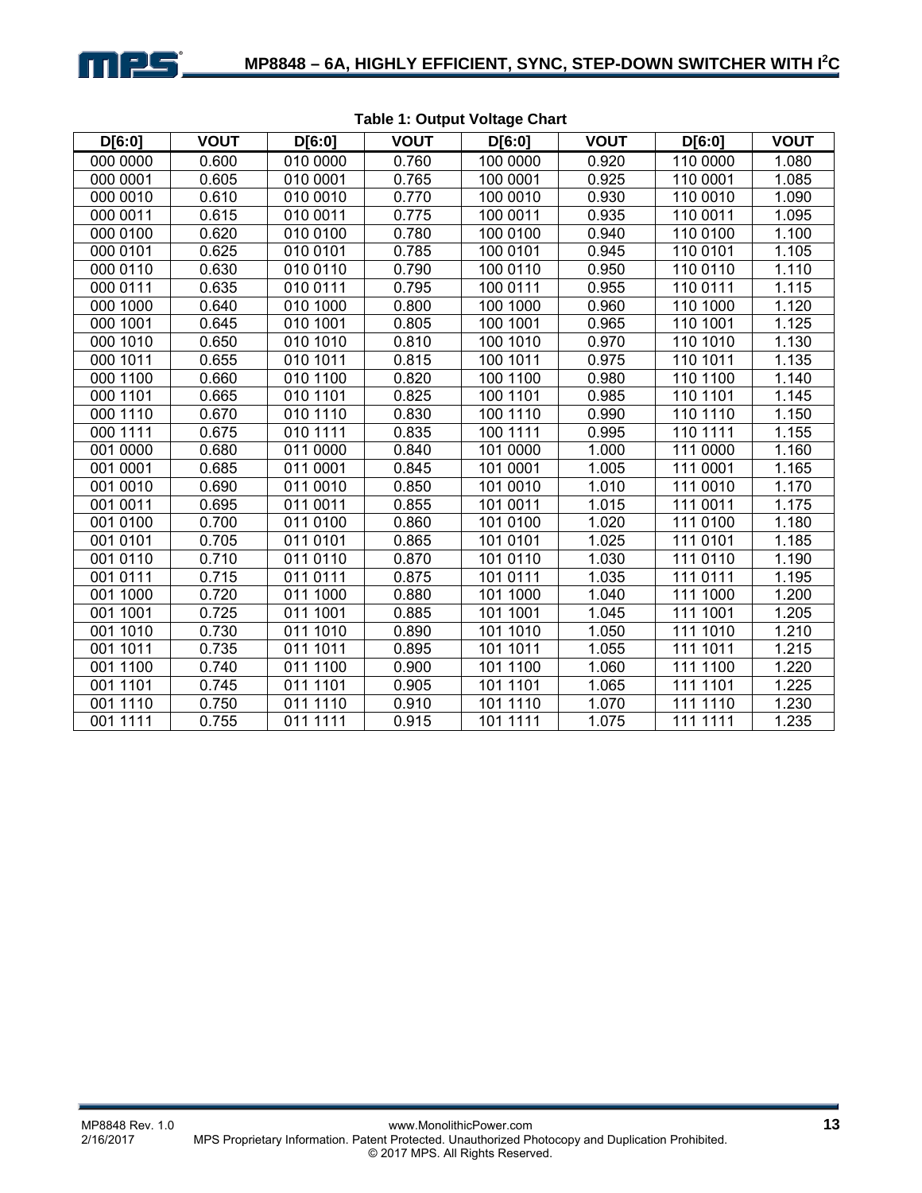**Table 1: Output Voltage Chart**

| D[6:0] | VOUT | D[6:0] | VOUT | D[6:0] | VOUT | D[6:0] | VOUT |
|---|---|---|---|---|---|---|---|
| 000 0000 | 0.600 | 010 0000 | 0.760 | 100 0000 | 0.920 | 110 0000 | 1.080 |
| 000 0001 | 0.605 | 010 0001 | 0.765 | 100 0001 | 0.925 | 110 0001 | 1.085 |
| 000 0010 | 0.610 | 010 0010 | 0.770 | 100 0010 | 0.930 | 110 0010 | 1.090 |
| 000 0011 | 0.615 | 010 0011 | 0.775 | 100 0011 | 0.935 | 110 0011 | 1.095 |
| 000 0100 | 0.620 | 010 0100 | 0.780 | 100 0100 | 0.940 | 110 0100 | 1.100 |
| 000 0101 | 0.625 | 010 0101 | 0.785 | 100 0101 | 0.945 | 110 0101 | 1.105 |
| 000 0110 | 0.630 | 010 0110 | 0.790 | 100 0110 | 0.950 | 110 0110 | 1.110 |
| 000 0111 | 0.635 | 010 0111 | 0.795 | 100 0111 | 0.955 | 110 0111 | 1.115 |
| 000 1000 | 0.640 | 010 1000 | 0.800 | 100 1000 | 0.960 | 110 1000 | 1.120 |
| 000 1001 | 0.645 | 010 1001 | 0.805 | 100 1001 | 0.965 | 110 1001 | 1.125 |
| 000 1010 | 0.650 | 010 1010 | 0.810 | 100 1010 | 0.970 | 110 1010 | 1.130 |
| 000 1011 | 0.655 | 010 1011 | 0.815 | 100 1011 | 0.975 | 110 1011 | 1.135 |
| 000 1100 | 0.660 | 010 1100 | 0.820 | 100 1100 | 0.980 | 110 1100 | 1.140 |
| 000 1101 | 0.665 | 010 1101 | 0.825 | 100 1101 | 0.985 | 110 1101 | 1.145 |
| 000 1110 | 0.670 | 010 1110 | 0.830 | 100 1110 | 0.990 | 110 1110 | 1.150 |
| 000 1111 | 0.675 | 010 1111 | 0.835 | 100 1111 | 0.995 | 110 1111 | 1.155 |
| 001 0000 | 0.680 | 011 0000 | 0.840 | 101 0000 | 1.000 | 111 0000 | 1.160 |
| 001 0001 | 0.685 | 011 0001 | 0.845 | 101 0001 | 1.005 | 111 0001 | 1.165 |
| 001 0010 | 0.690 | 011 0010 | 0.850 | 101 0010 | 1.010 | 111 0010 | 1.170 |
| 001 0011 | 0.695 | 011 0011 | 0.855 | 101 0011 | 1.015 | 111 0011 | 1.175 |
| 001 0100 | 0.700 | 011 0100 | 0.860 | 101 0100 | 1.020 | 111 0100 | 1.180 |
| 001 0101 | 0.705 | 011 0101 | 0.865 | 101 0101 | 1.025 | 111 0101 | 1.185 |
| 001 0110 | 0.710 | 011 0110 | 0.870 | 101 0110 | 1.030 | 111 0110 | 1.190 |
| 001 0111 | 0.715 | 011 0111 | 0.875 | 101 0111 | 1.035 | 111 0111 | 1.195 |
| 001 1000 | 0.720 | 011 1000 | 0.880 | 101 1000 | 1.040 | 111 1000 | 1.200 |
| 001 1001 | 0.725 | 011 1001 | 0.885 | 101 1001 | 1.045 | 111 1001 | 1.205 |
| 001 1010 | 0.730 | 011 1010 | 0.890 | 101 1010 | 1.050 | 111 1010 | 1.210 |
| 001 1011 | 0.735 | 011 1011 | 0.895 | 101 1011 | 1.055 | 111 1011 | 1.215 |
| 001 1100 | 0.740 | 011 1100 | 0.900 | 101 1100 | 1.060 | 111 1100 | 1.220 |
| 001 1101 | 0.745 | 011 1101 | 0.905 | 101 1101 | 1.065 | 111 1101 | 1.225 |
| 001 1110 | 0.750 | 011 1110 | 0.910 | 101 1110 | 1.070 | 111 1110 | 1.230 |
| 001 1111 | 0.755 | 011 1111 | 0.915 | 101 1111 | 1.075 | 111 1111 | 1.235 |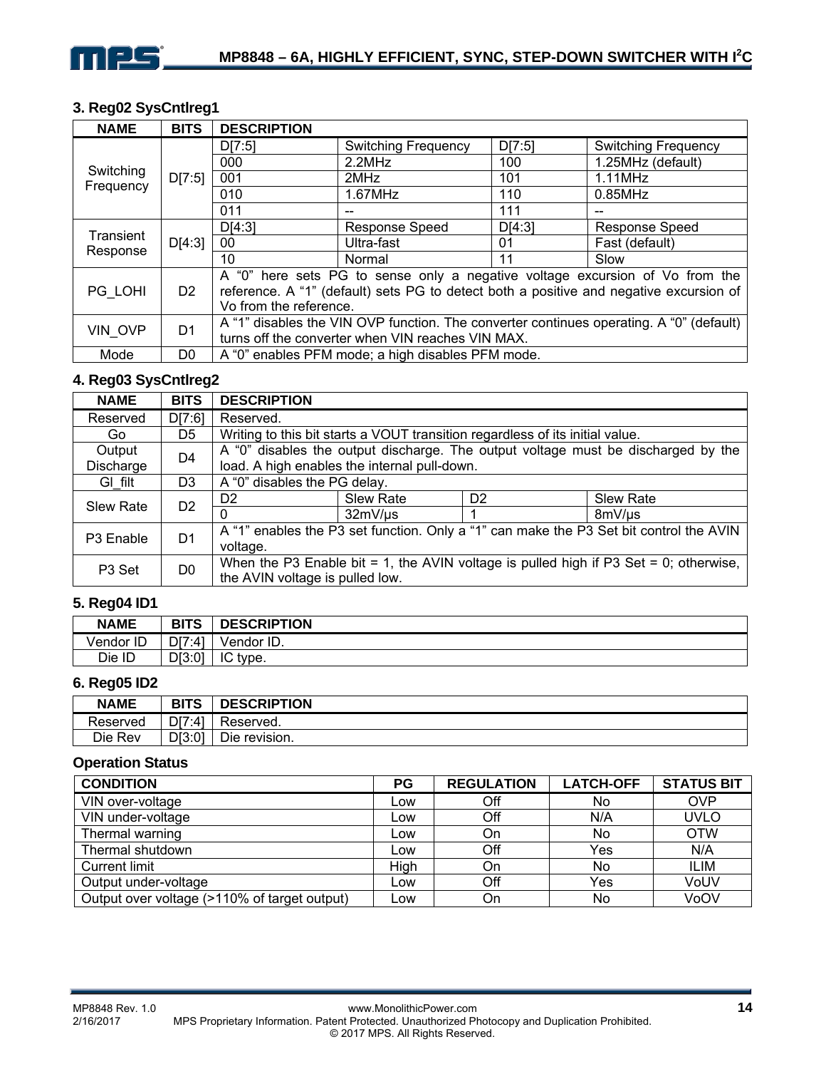### 3. Reg02 SysCntlreg1

| NAME | BITS | DESCRIPTION | | | |
|---|---|---|---|---|---|
| Switching Frequency | D[7:5] | D[7:5] | Switching Frequency | D[7:5] | Switching Frequency |
| | | 000 | 2.2MHz | 100 | 1.25MHz (default) |
| | | 001 | 2MHz | 101 | 1.11MHz |
| | | 010 | 1.67MHz | 110 | 0.85MHz |
| | | 011 | -- | 111 | -- |
| Transient Response | D[4:3] | D[4:3] | Response Speed | D[4:3] | Response Speed |
| | | 00 | Ultra-fast | 01 | Fast (default) |
| | | 10 | Normal | 11 | Slow |
| PG_LOHI | D2 | A "0" here sets PG to sense only a negative voltage excursion of Vo from the reference. A "1" (default) sets PG to detect both a positive and negative excursion of Vo from the reference. | | | |
| VIN_OVP | D1 | A "1" disables the VIN OVP function. The converter continues operating. A "0" (default) turns off the converter when VIN reaches VIN MAX. | | | |
| Mode | D0 | A "0" enables PFM mode; a high disables PFM mode. | | | |

### 4. Reg03 SysCntlreg2

| NAME | BITS | DESCRIPTION | | | |
|---|---|---|---|---|---|
| Reserved | D[7:6] | Reserved. | | | |
| Go | D5 | Writing to this bit starts a VOUT transition regardless of its initial value. | | | |
| Output Discharge | D4 | A "0" disables the output discharge. The output voltage must be discharged by the load. A high enables the internal pull-down. | | | |
| GI_filt | D3 | A "0" disables the PG delay. | | | |
| Slew Rate | D2 | D2 | Slew Rate | D2 | Slew Rate |
| | | 0 | 32mV/μs | 1 | 8mV/μs |
| P3 Enable | D1 | A "1" enables the P3 set function. Only a "1" can make the P3 Set bit control the AVIN voltage. | | | |
| P3 Set | D0 | When the P3 Enable bit = 1, the AVIN voltage is pulled high if P3 Set = 0; otherwise, the AVIN voltage is pulled low. | | | |

### 5. Reg04 ID1

| NAME | BITS | DESCRIPTION |
|---|---|---|
| Vendor ID | D[7:4] | Vendor ID. |
| Die ID | D[3:0] | IC type. |

### 6. Reg05 ID2

| NAME | BITS | DESCRIPTION |
|---|---|---|
| Reserved | D[7:4] | Reserved. |
| Die Rev | D[3:0] | Die revision. |

### Operation Status

| CONDITION | PG | REGULATION | LATCH-OFF | STATUS BIT |
|---|---|---|---|---|
| VIN over-voltage | Low | Off | No | OVP |
| VIN under-voltage | Low | Off | N/A | UVLO |
| Thermal warning | Low | On | No | OTW |
| Thermal shutdown | Low | Off | Yes | N/A |
| Current limit | High | On | No | ILIM |
| Output under-voltage | Low | Off | Yes | VoUV |
| Output over voltage (>110% of target output) | Low | On | No | VoOV |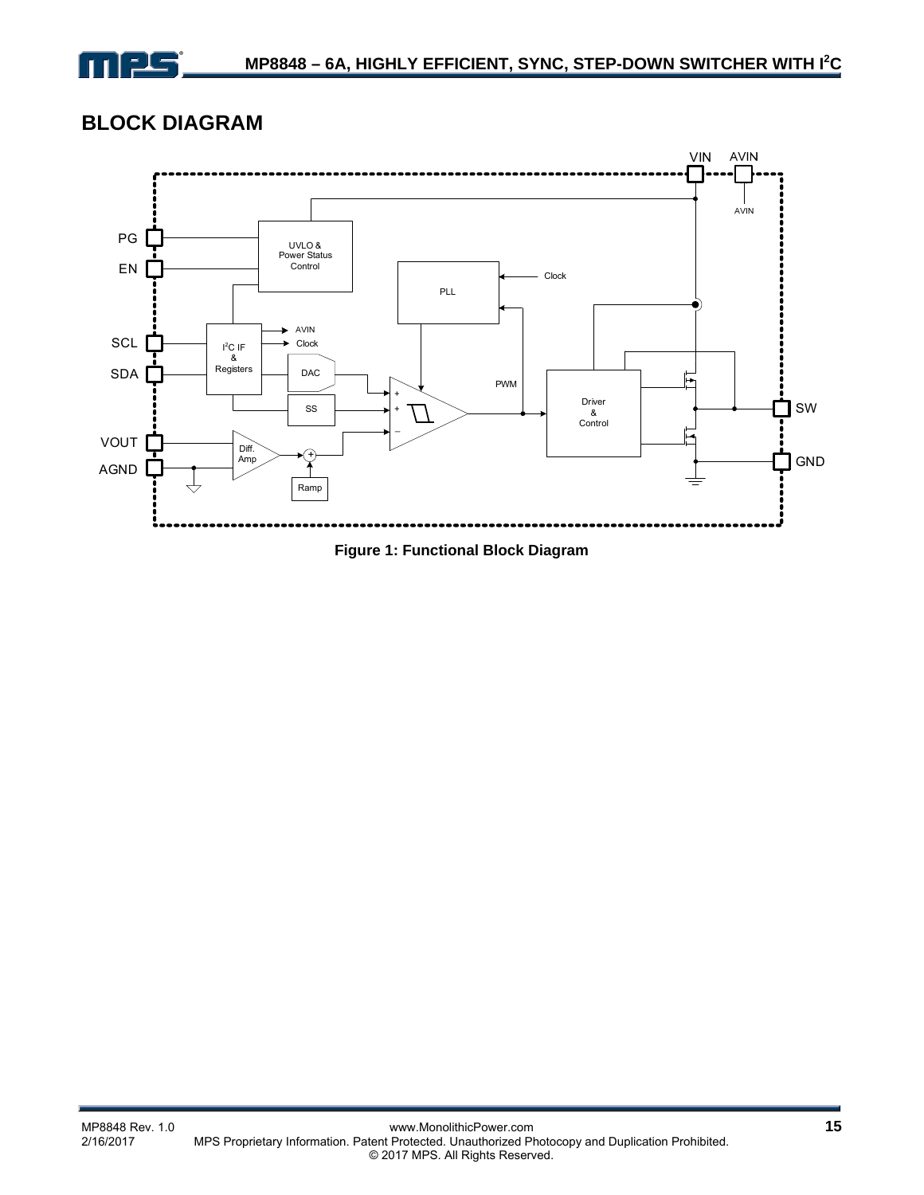## BLOCK DIAGRAM

**Figure 1: Functional Block Diagram**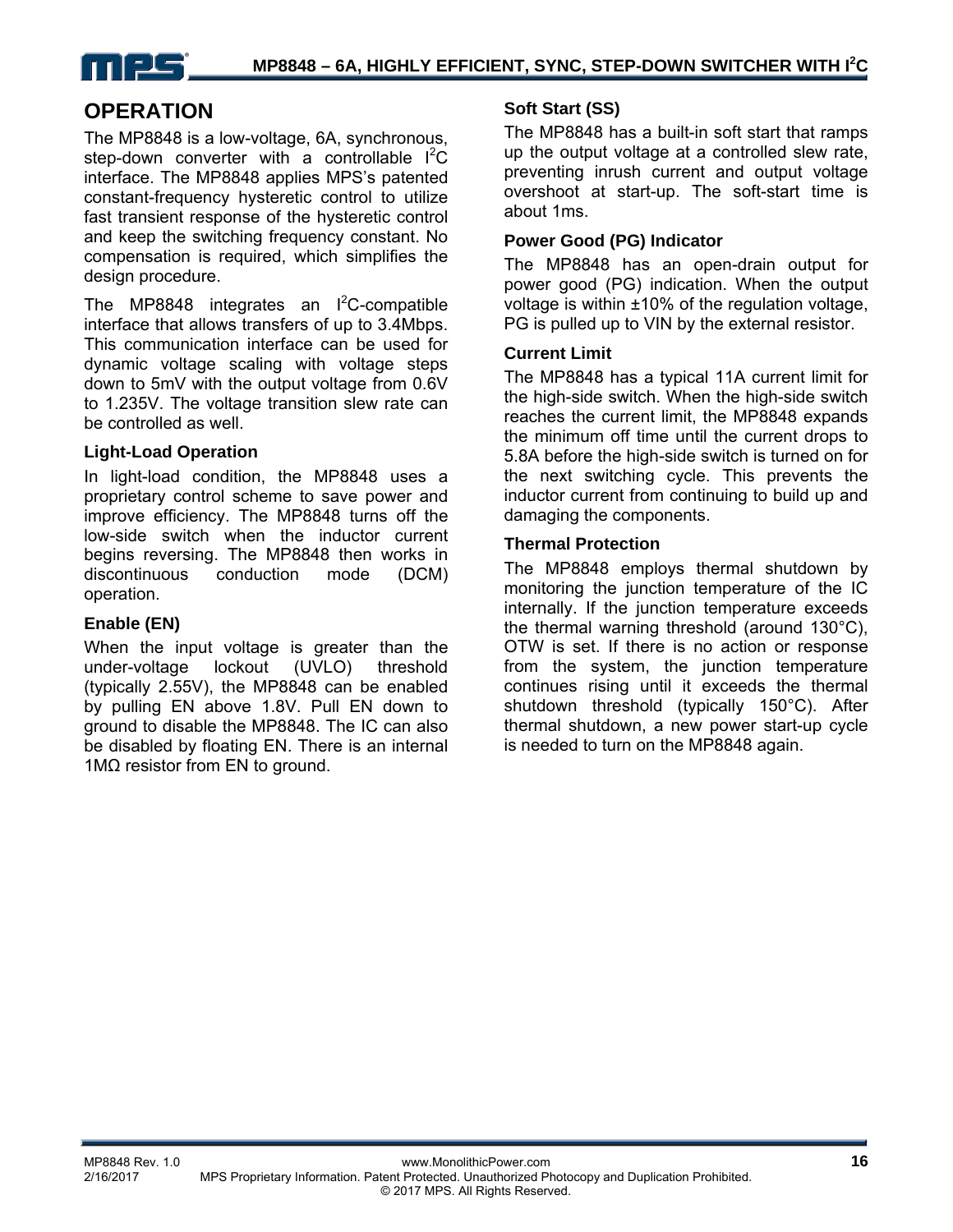## OPERATION

The MP8848 is a low-voltage, 6A, synchronous, step-down converter with a controllable $I^2C$ interface. The MP8848 applies MPS's patented constant-frequency hysteretic control to utilize fast transient response of the hysteretic control and keep the switching frequency constant. No compensation is required, which simplifies the design procedure.

The MP8848 integrates an $I^2C$-compatible interface that allows transfers of up to 3.4Mbps. This communication interface can be used for dynamic voltage scaling with voltage steps down to 5mV with the output voltage from 0.6V to 1.235V. The voltage transition slew rate can be controlled as well.

### Light-Load Operation

In light-load condition, the MP8848 uses a proprietary control scheme to save power and improve efficiency. The MP8848 turns off the low-side switch when the inductor current begins reversing. The MP8848 then works in discontinuous conduction mode (DCM) operation.

### Enable (EN)

When the input voltage is greater than the under-voltage lockout (UVLO) threshold (typically 2.55V), the MP8848 can be enabled by pulling EN above 1.8V. Pull EN down to ground to disable the MP8848. The IC can also be disabled by floating EN. There is an internal 1MΩ resistor from EN to ground.

### Soft Start (SS)

The MP8848 has a built-in soft start that ramps up the output voltage at a controlled slew rate, preventing inrush current and output voltage overshoot at start-up. The soft-start time is about 1ms.

### Power Good (PG) Indicator

The MP8848 has an open-drain output for power good (PG) indication. When the output voltage is within ±10% of the regulation voltage, PG is pulled up to VIN by the external resistor.

### Current Limit

The MP8848 has a typical 11A current limit for the high-side switch. When the high-side switch reaches the current limit, the MP8848 expands the minimum off time until the current drops to 5.8A before the high-side switch is turned on for the next switching cycle. This prevents the inductor current from continuing to build up and damaging the components.

### Thermal Protection

The MP8848 employs thermal shutdown by monitoring the junction temperature of the IC internally. If the junction temperature exceeds the thermal warning threshold (around 130°C), OTW is set. If there is no action or response from the system, the junction temperature continues rising until it exceeds the thermal shutdown threshold (typically 150°C). After thermal shutdown, a new power start-up cycle is needed to turn on the MP8848 again.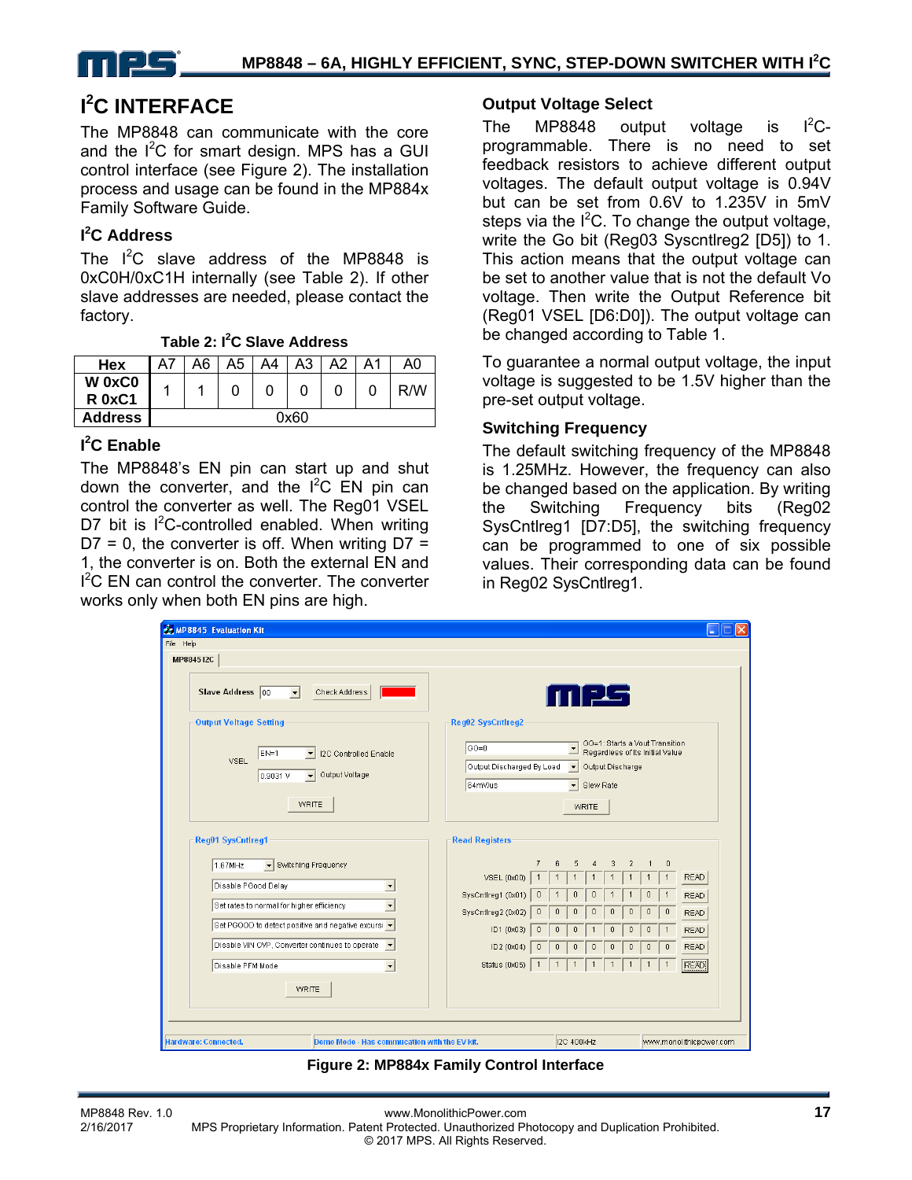## I²C INTERFACE

The MP8848 can communicate with the core and the I²C for smart design. MPS has a GUI control interface (see Figure 2). The installation process and usage can be found in the MP884x Family Software Guide.

### I²C Address

The I²C slave address of the MP8848 is 0xC0H/0xC1H internally (see Table 2). If other slave addresses are needed, please contact the factory.

**Table 2: I²C Slave Address**

| Hex | A7 | A6 | A5 | A4 | A3 | A2 | A1 | A0 |
|---|---|---|---|---|---|---|---|---|
| W 0xC0 R 0xC1 | 1 | 1 | 0 | 0 | 0 | 0 | 0 | R/W |
| Address | 0x60 | | | | | | | |

### I²C Enable

The MP8848's EN pin can start up and shut down the converter, and the I²C EN pin can control the converter as well. The Reg01 VSEL D7 bit is I²C-controlled enabled. When writing D7 = 0, the converter is off. When writing D7 = 1, the converter is on. Both the external EN and I²C EN can control the converter. The converter works only when both EN pins are high.

### Output Voltage Select

The MP8848 output voltage is I²C-programmable. There is no need to set feedback resistors to achieve different output voltages. The default output voltage is 0.94V but can be set from 0.6V to 1.235V in 5mV steps via the I²C. To change the output voltage, write the Go bit (Reg03 Syscntlreg2 [D5]) to 1. This action means that the output voltage can be set to another value that is not the default Vo voltage. Then write the Output Reference bit (Reg01 VSEL [D6:D0]). The output voltage can be changed according to Table 1.

To guarantee a normal output voltage, the input voltage is suggested to be 1.5V higher than the pre-set output voltage.

### Switching Frequency

The default switching frequency of the MP8848 is 1.25MHz. However, the frequency can also be changed based on the application. By writing the Switching Frequency bits (Reg02 SysCntlreg1 [D7:D5], the switching frequency can be programmed to one of six possible values. Their corresponding data can be found in Reg02 SysCntlreg1.

**Figure 2: MP884x Family Control Interface**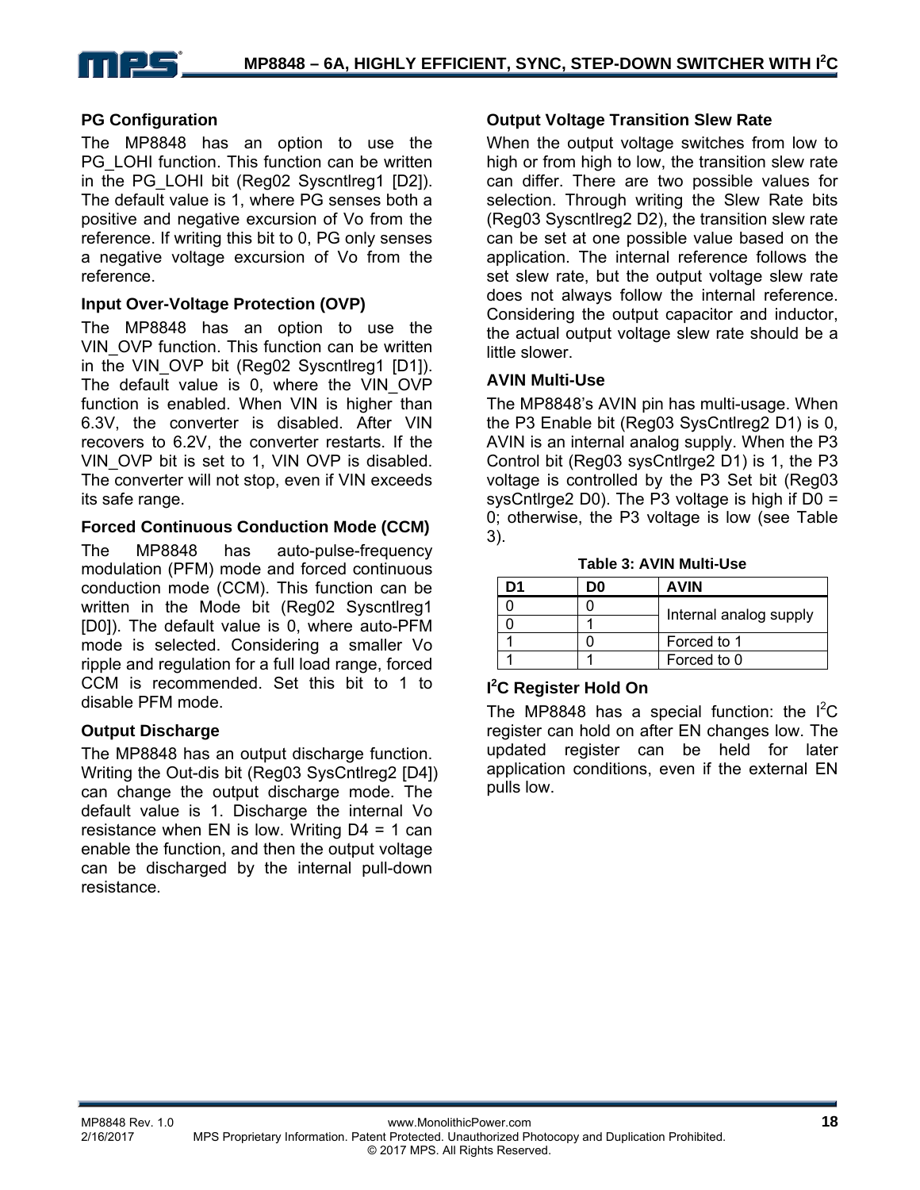### PG Configuration

The MP8848 has an option to use the PG_LOHI function. This function can be written in the PG_LOHI bit (Reg02 Syscntlreg1 [D2]). The default value is 1, where PG senses both a positive and negative excursion of Vo from the reference. If writing this bit to 0, PG only senses a negative voltage excursion of Vo from the reference.

### Input Over-Voltage Protection (OVP)

The MP8848 has an option to use the VIN_OVP function. This function can be written in the VIN_OVP bit (Reg02 Syscntlreg1 [D1]). The default value is 0, where the VIN_OVP function is enabled. When VIN is higher than 6.3V, the converter is disabled. After VIN recovers to 6.2V, the converter restarts. If the VIN_OVP bit is set to 1, VIN OVP is disabled. The converter will not stop, even if VIN exceeds its safe range.

### Forced Continuous Conduction Mode (CCM)

The MP8848 has auto-pulse-frequency modulation (PFM) mode and forced continuous conduction mode (CCM). This function can be written in the Mode bit (Reg02 Syscntlreg1 [D0]). The default value is 0, where auto-PFM mode is selected. Considering a smaller Vo ripple and regulation for a full load range, forced CCM is recommended. Set this bit to 1 to disable PFM mode.

### Output Discharge

The MP8848 has an output discharge function. Writing the Out-dis bit (Reg03 SysCntlreg2 [D4]) can change the output discharge mode. The default value is 1. Discharge the internal Vo resistance when EN is low. Writing D4 = 1 can enable the function, and then the output voltage can be discharged by the internal pull-down resistance.

### Output Voltage Transition Slew Rate

When the output voltage switches from low to high or from high to low, the transition slew rate can differ. There are two possible values for selection. Through writing the Slew Rate bits (Reg03 Syscntlreg2 D2), the transition slew rate can be set at one possible value based on the application. The internal reference follows the set slew rate, but the output voltage slew rate does not always follow the internal reference. Considering the output capacitor and inductor, the actual output voltage slew rate should be a little slower.

### AVIN Multi-Use

The MP8848's AVIN pin has multi-usage. When the P3 Enable bit (Reg03 SysCntlreg2 D1) is 0, AVIN is an internal analog supply. When the P3 Control bit (Reg03 sysCntlrge2 D1) is 1, the P3 voltage is controlled by the P3 Set bit (Reg03 sysCntlrge2 D0). The P3 voltage is high if D0 = 0; otherwise, the P3 voltage is low (see Table 3).

**Table 3: AVIN Multi-Use**

| D1 | D0 | AVIN |
|---|---|---|
| 0 | 0 | Internal analog supply |
| 0 | 1 | |
| 1 | 0 | Forced to 1 |
| 1 | 1 | Forced to 0 |

### I²C Register Hold On

The MP8848 has a special function: the I²C register can hold on after EN changes low. The updated register can be held for later application conditions, even if the external EN pulls low.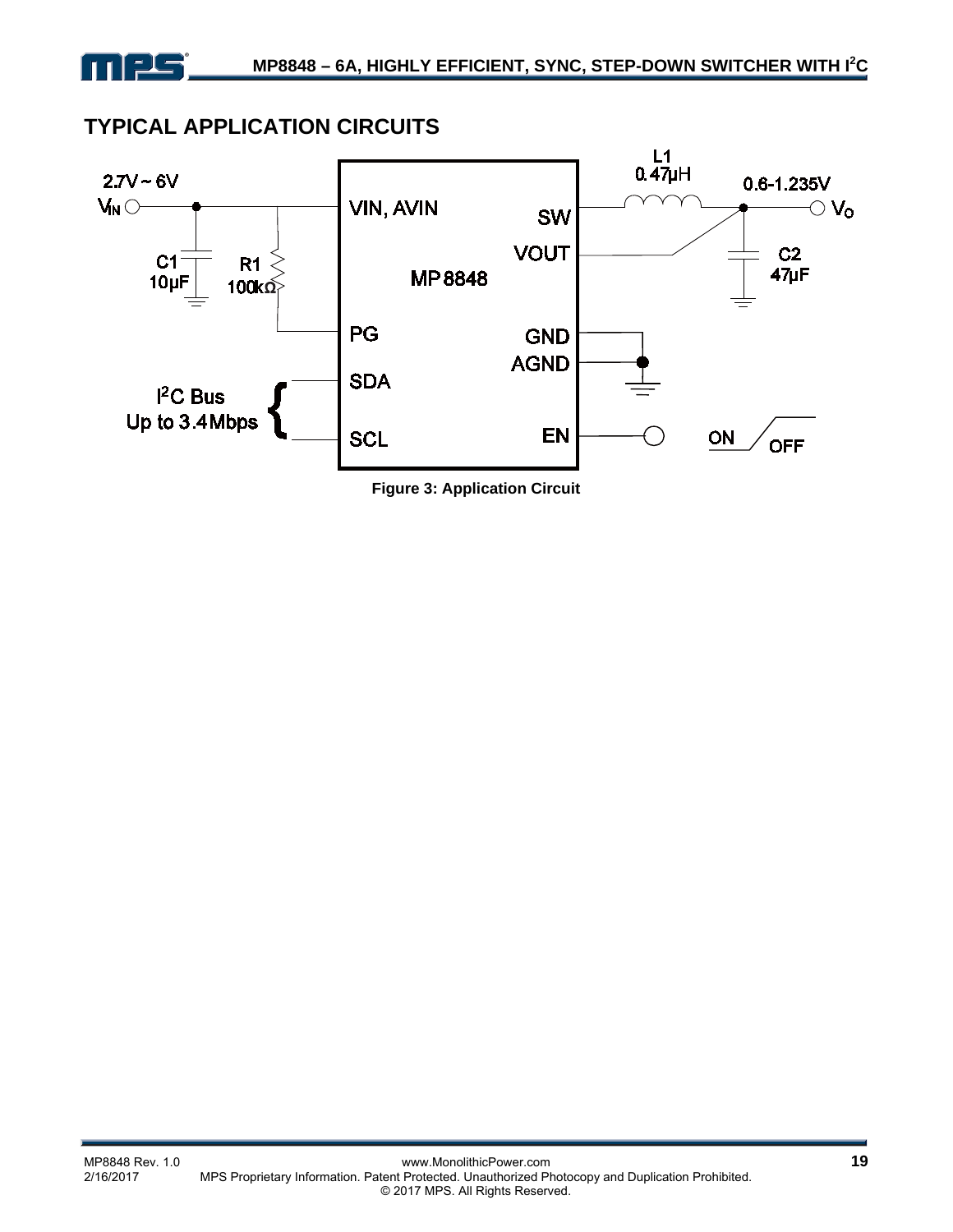## TYPICAL APPLICATION CIRCUITS

**Figure 3: Application Circuit**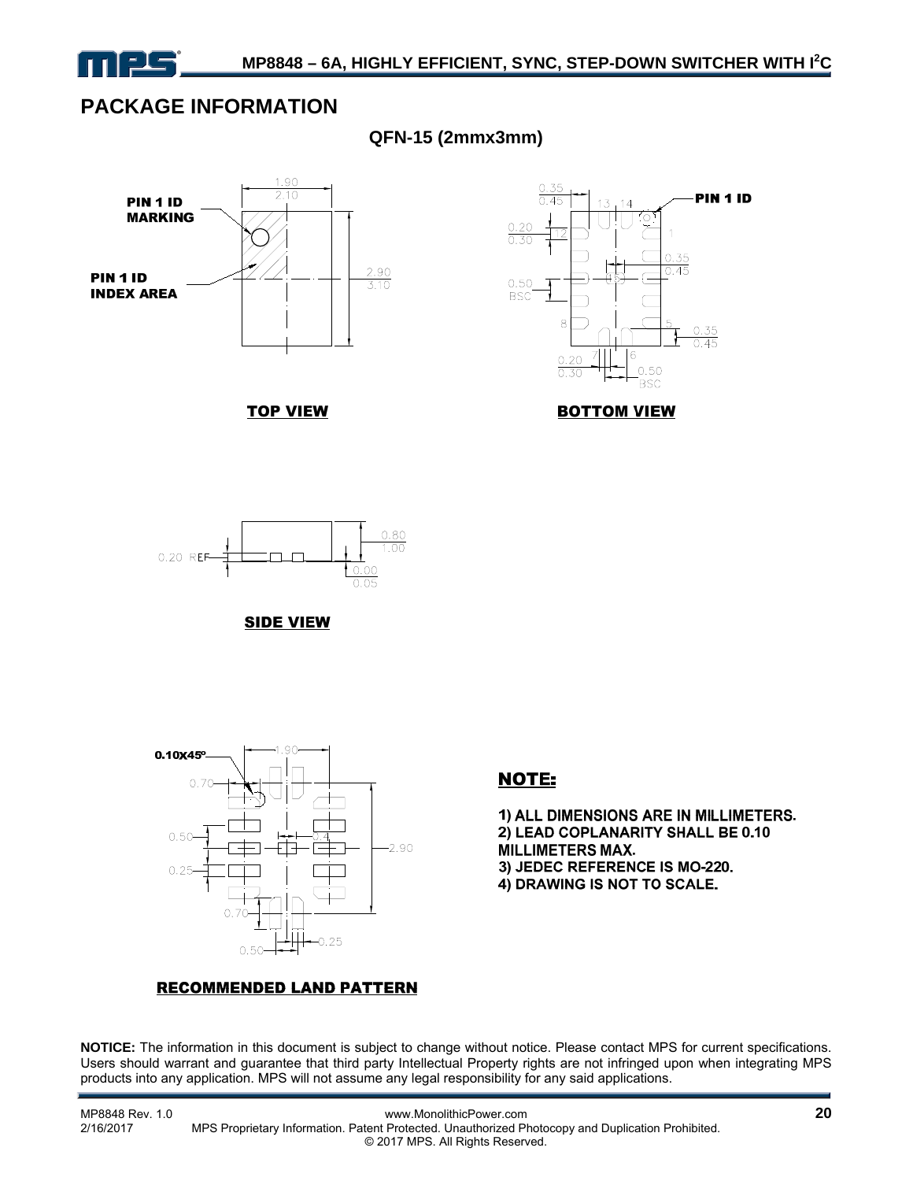## PACKAGE INFORMATION

**QFN-15 (2mmx3mm)**

PIN 1 ID MARKING

PIN 1 ID INDEX AREA

1.90
2.10

2.90
3.10

**TOP VIEW**

PIN 1 ID

0.35
0.45

13 14

0.20
0.30

12

1

0.35
0.45

0.50
BSC

8

5

0.35
0.45

0.20
0.30

7 6

0.50
BSC

**BOTTOM VIEW**

0.80
1.00

0.20 REF

0.00
0.05

**SIDE VIEW**

0.10X45°

1.90

0.70

0.50

0.4

2.90

0.25

0.70

0.25

0.50

**RECOMMENDED LAND PATTERN**

**NOTE:**

1) ALL DIMENSIONS ARE IN MILLIMETERS.
2) LEAD COPLANARITY SHALL BE 0.10 MILLIMETERS MAX.
3) JEDEC REFERENCE IS MO-220.
4) DRAWING IS NOT TO SCALE.

**NOTICE:** The information in this document is subject to change without notice. Please contact MPS for current specifications. Users should warrant and guarantee that third party Intellectual Property rights are not infringed upon when integrating MPS products into any application. MPS will not assume any legal responsibility for any said applications.